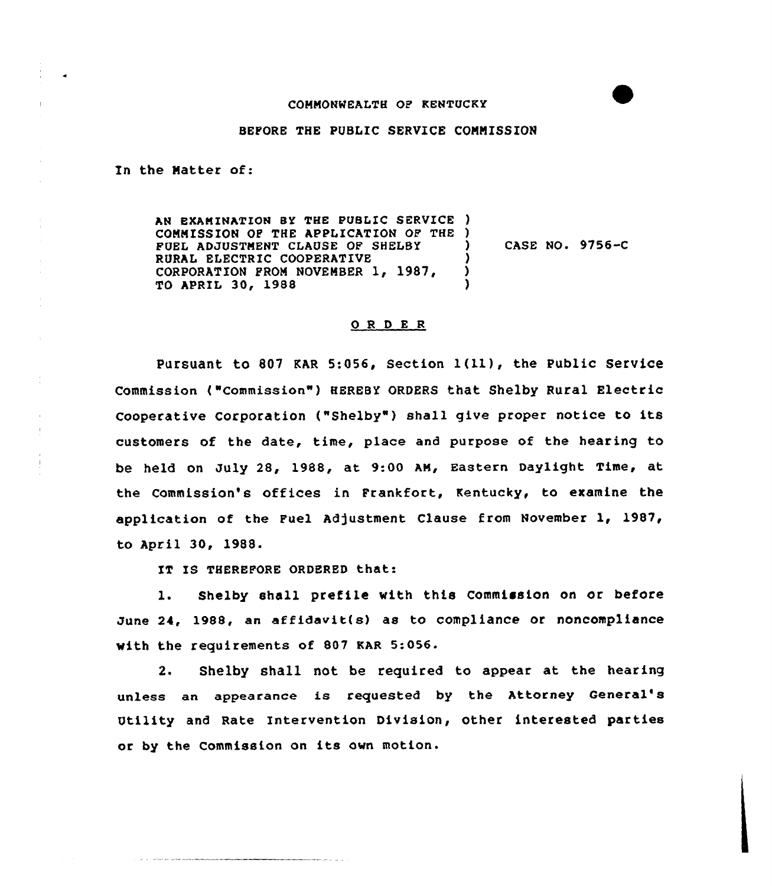COMMONWEALTH OF KENTUCKY

BEFORE THE PUBLIC SERVICE COMMISSION

In the Matter of:

AN EXAMINATION BY THE PUBLIC SERVICE COMMISSION OF THE APPLICATION OF THE FUEL ADJUSTMENT CLAUSE OF SHELBY RURAL ELECTRIC COOPERATIVE CORPORATION FROM NOVEMBER 1, 1987, TO APRIL 30, 1988 ) CASE NO. 9756-C

## O R D E R

Pursuant to 807 KAR 5:056, Section 1(11), the Public Service Commission ("Commission") HEREBY ORDERS that Shelby Rural Electric Cooperative Corporation ("Shelby") shall give proper notice to its customers of the date, time, place and purpose of the hearing to be held on July 28, 1988, at 9:00 AM, Eastern Daylight Time, at the Commission's offices in Frankfort, Kentucky, to examine the application of the Fuel Adjustment Clause from November 1, 1987, to April 30, 1988.

IT IS THEREFORE ORDERED that:

1. Shelby shall prefile with this Commission on or before June 24, 1988, an affidavit(s) as to compliance or noncompliance with the requirements of 807 KAR 5:056.

2. Shelby shall not be required to appear at the hearing unless an appearance is requested by the Attorney General's Utility and Rate Intervention Division, other interested parties or by the Commission on its own motion.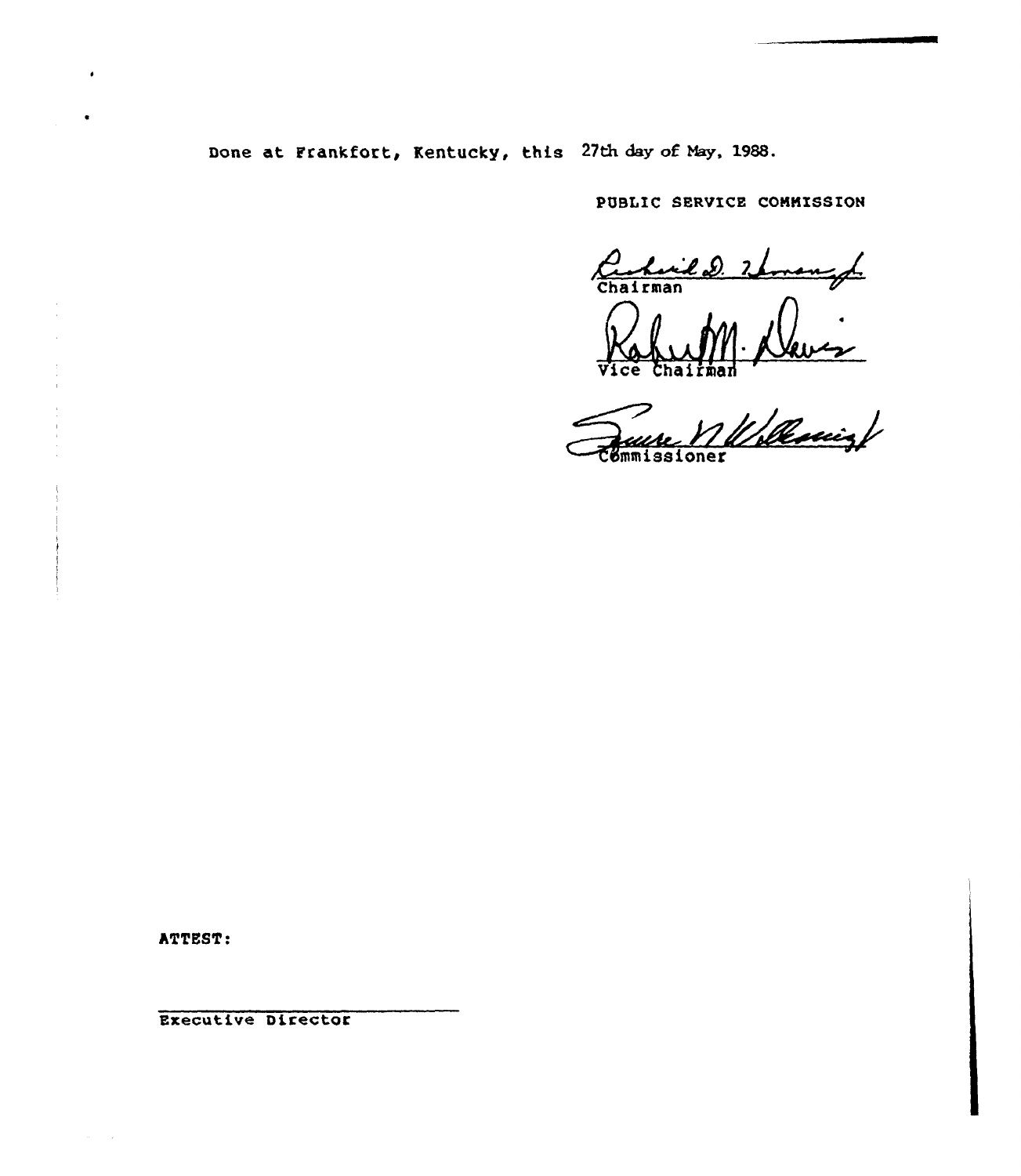Done at Frankfort, Kentucky, this 27th day of May, 1988.

PUBLIC SERVICE COMMISSION

Chairman

Vice Chairman

Commissioner

ATTEST:

Executive Director